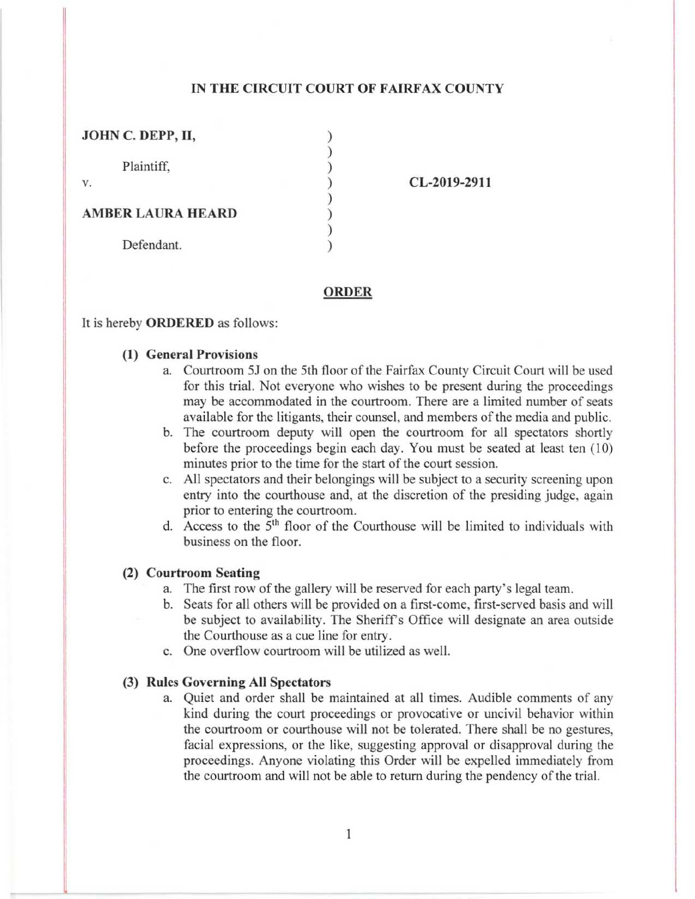**IN THE CIRCUIT COURT OF FAIRFAX COUNTY**

**JOHN C. DEPP, II,**

Plaintiff,

v.

**AMBER LAURA HEARD**

Defendant.

**CL-2019-2911**

## ORDER

It is hereby **ORDERED** as follows:

**(1) General Provisions**

a. Courtroom 5J on the 5th floor of the Fairfax County Circuit Court will be used for this trial. Not everyone who wishes to be present during the proceedings may be accommodated in the courtroom. There are a limited number of seats available for the litigants, their counsel, and members of the media and public.

b. The courtroom deputy will open the courtroom for all spectators shortly before the proceedings begin each day. You must be seated at least ten (10) minutes prior to the time for the start of the court session.

c. All spectators and their belongings will be subject to a security screening upon entry into the courthouse and, at the discretion of the presiding judge, again prior to entering the courtroom.

d. Access to the 5th floor of the Courthouse will be limited to individuals with business on the floor.

**(2) Courtroom Seating**

a. The first row of the gallery will be reserved for each party's legal team.

b. Seats for all others will be provided on a first-come, first-served basis and will be subject to availability. The Sheriff's Office will designate an area outside the Courthouse as a cue line for entry.

c. One overflow courtroom will be utilized as well.

**(3) Rules Governing All Spectators**

a. Quiet and order shall be maintained at all times. Audible comments of any kind during the court proceedings or provocative or uncivil behavior within the courtroom or courthouse will not be tolerated. There shall be no gestures, facial expressions, or the like, suggesting approval or disapproval during the proceedings. Anyone violating this Order will be expelled immediately from the courtroom and will not be able to return during the pendency of the trial.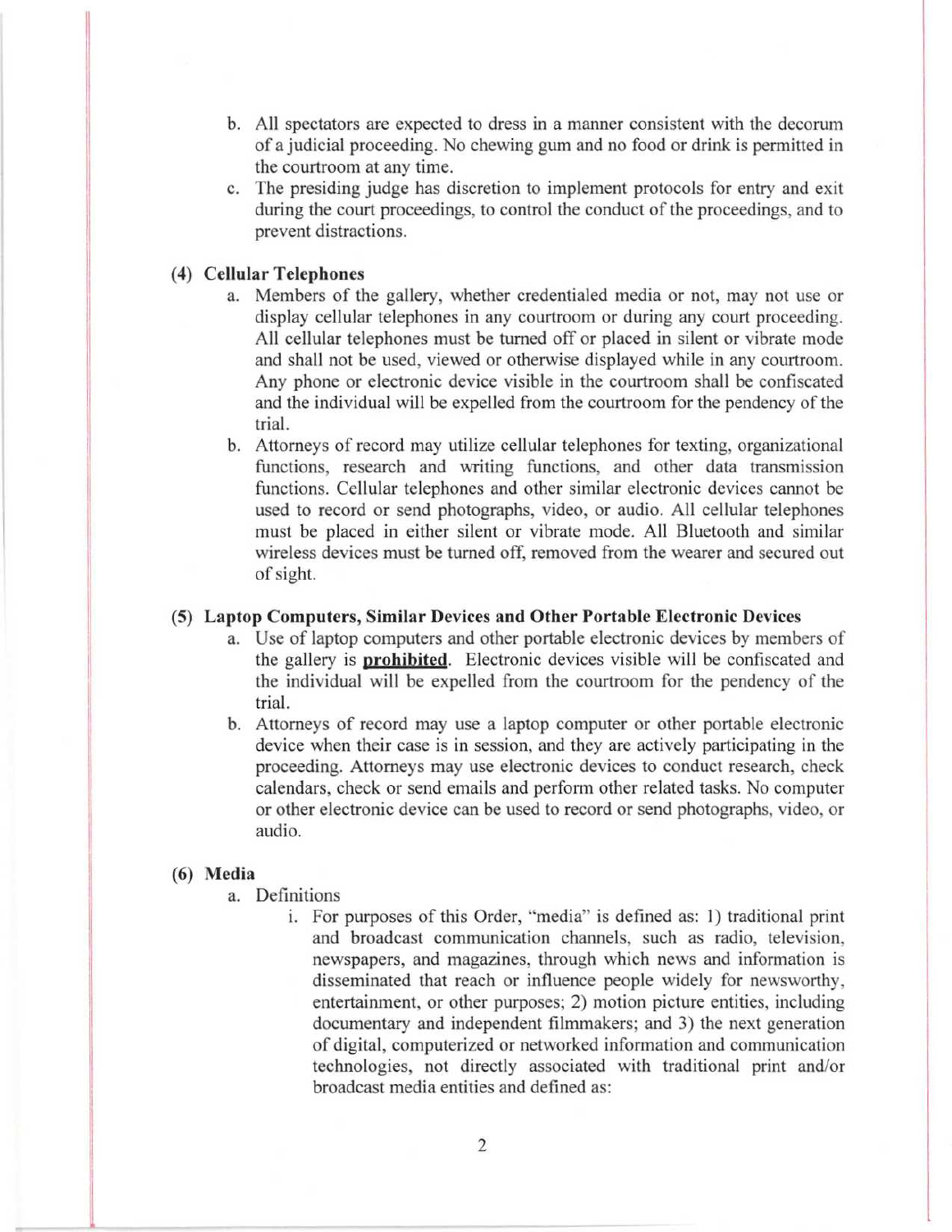b. All spectators are expected to dress in a manner consistent with the decorum of a judicial proceeding. No chewing gum and no food or drink is permitted in the courtroom at any time.

c. The presiding judge has discretion to implement protocols for entry and exit during the court proceedings, to control the conduct of the proceedings, and to prevent distractions.

**(4) Cellular Telephones**

a. Members of the gallery, whether credentialed media or not, may not use or display cellular telephones in any courtroom or during any court proceeding. All cellular telephones must be turned off or placed in silent or vibrate mode and shall not be used, viewed or otherwise displayed while in any courtroom. Any phone or electronic device visible in the courtroom shall be confiscated and the individual will be expelled from the courtroom for the pendency of the trial.

b. Attorneys of record may utilize cellular telephones for texting, organizational functions, research and writing functions, and other data transmission functions. Cellular telephones and other similar electronic devices cannot be used to record or send photographs, video, or audio. All cellular telephones must be placed in either silent or vibrate mode. All Bluetooth and similar wireless devices must be turned off, removed from the wearer and secured out of sight.

**(5) Laptop Computers, Similar Devices and Other Portable Electronic Devices**

a. Use of laptop computers and other portable electronic devices by members of the gallery is **prohibited**. Electronic devices visible will be confiscated and the individual will be expelled from the courtroom for the pendency of the trial.

b. Attorneys of record may use a laptop computer or other portable electronic device when their case is in session, and they are actively participating in the proceeding. Attorneys may use electronic devices to conduct research, check calendars, check or send emails and perform other related tasks. No computer or other electronic device can be used to record or send photographs, video, or audio.

**(6) Media**

a. Definitions

i. For purposes of this Order, "media" is defined as: 1) traditional print and broadcast communication channels, such as radio, television, newspapers, and magazines, through which news and information is disseminated that reach or influence people widely for newsworthy, entertainment, or other purposes; 2) motion picture entities, including documentary and independent filmmakers; and 3) the next generation of digital, computerized or networked information and communication technologies, not directly associated with traditional print and/or broadcast media entities and defined as: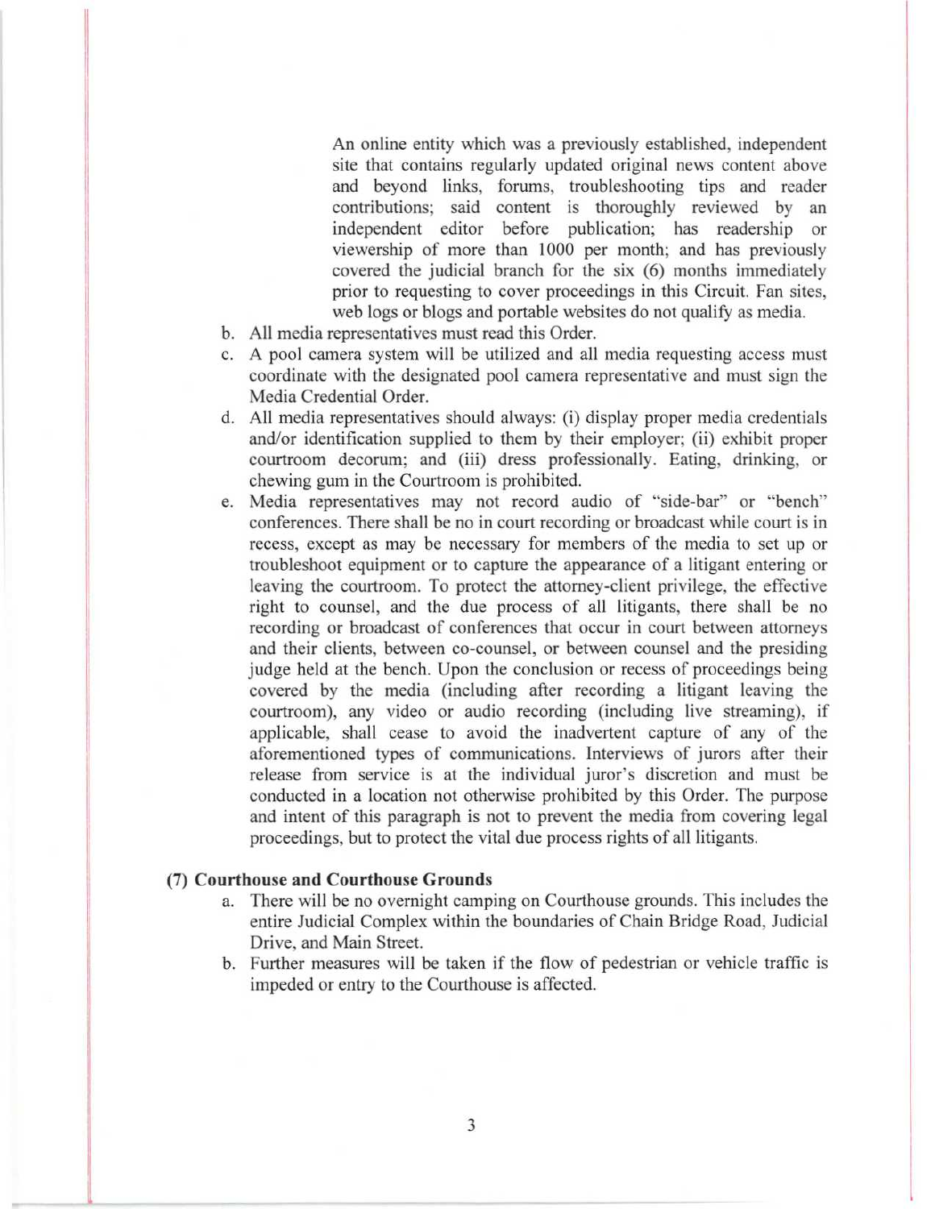An online entity which was a previously established, independent site that contains regularly updated original news content above and beyond links, forums, troubleshooting tips and reader contributions; said content is thoroughly reviewed by an independent editor before publication; has readership or viewership of more than 1000 per month; and has previously covered the judicial branch for the six (6) months immediately prior to requesting to cover proceedings in this Circuit. Fan sites, web logs or blogs and portable websites do not qualify as media.

b. All media representatives must read this Order.

c. A pool camera system will be utilized and all media requesting access must coordinate with the designated pool camera representative and must sign the Media Credential Order.

d. All media representatives should always: (i) display proper media credentials and/or identification supplied to them by their employer; (ii) exhibit proper courtroom decorum; and (iii) dress professionally. Eating, drinking, or chewing gum in the Courtroom is prohibited.

e. Media representatives may not record audio of "side-bar" or "bench" conferences. There shall be no in court recording or broadcast while court is in recess, except as may be necessary for members of the media to set up or troubleshoot equipment or to capture the appearance of a litigant entering or leaving the courtroom. To protect the attorney-client privilege, the effective right to counsel, and the due process of all litigants, there shall be no recording or broadcast of conferences that occur in court between attorneys and their clients, between co-counsel, or between counsel and the presiding judge held at the bench. Upon the conclusion or recess of proceedings being covered by the media (including after recording a litigant leaving the courtroom), any video or audio recording (including live streaming), if applicable, shall cease to avoid the inadvertent capture of any of the aforementioned types of communications. Interviews of jurors after their release from service is at the individual juror's discretion and must be conducted in a location not otherwise prohibited by this Order. The purpose and intent of this paragraph is not to prevent the media from covering legal proceedings, but to protect the vital due process rights of all litigants.

### (7) Courthouse and Courthouse Grounds

a. There will be no overnight camping on Courthouse grounds. This includes the entire Judicial Complex within the boundaries of Chain Bridge Road, Judicial Drive, and Main Street.

b. Further measures will be taken if the flow of pedestrian or vehicle traffic is impeded or entry to the Courthouse is affected.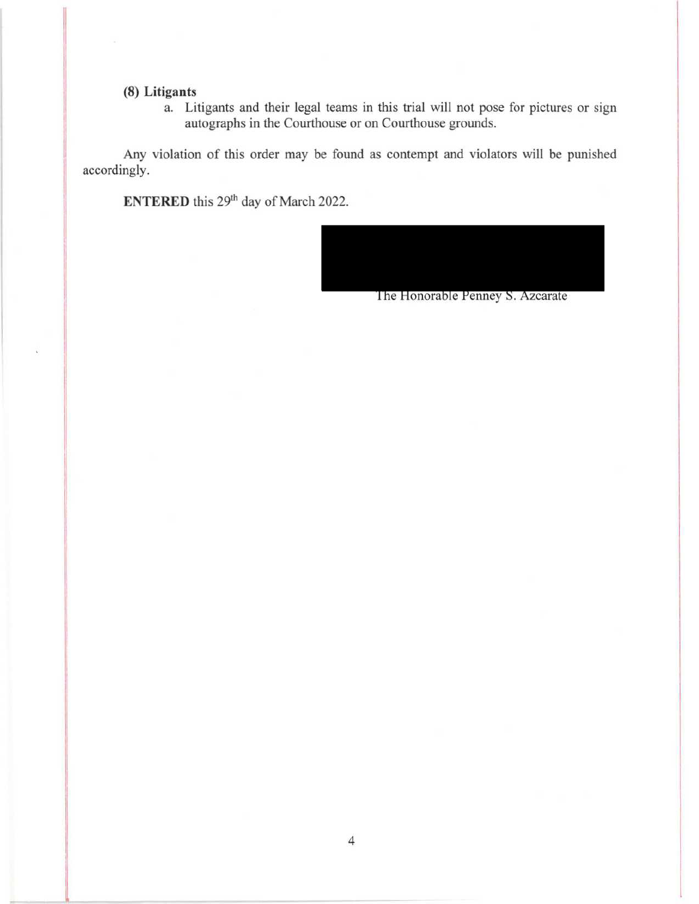**(8) Litigants**

a. Litigants and their legal teams in this trial will not pose for pictures or sign autographs in the Courthouse or on Courthouse grounds.

Any violation of this order may be found as contempt and violators will be punished accordingly.

**ENTERED** this 29th day of March 2022.

The Honorable Penney S. Azcarate